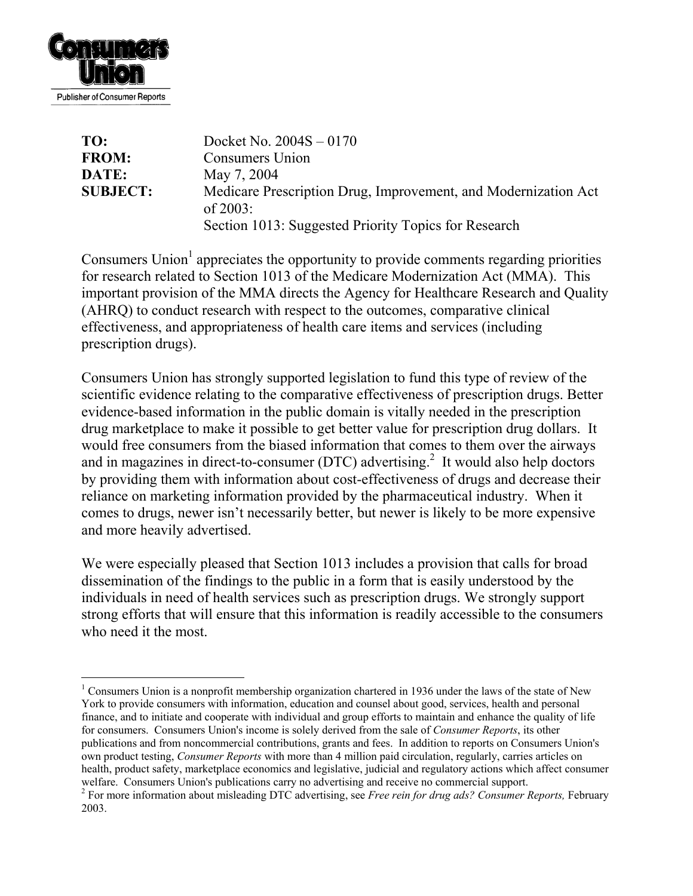**Consumers Union**

Publisher of Consumer Reports

| | |
|---|---|
| **TO:** | Docket No. 2004S – 0170 |
| **FROM:** | Consumers Union |
| **DATE:** | May 7, 2004 |
| **SUBJECT:** | Medicare Prescription Drug, Improvement, and Modernization Act of 2003: Section 1013: Suggested Priority Topics for Research |

Consumers Union[1] appreciates the opportunity to provide comments regarding priorities for research related to Section 1013 of the Medicare Modernization Act (MMA). This important provision of the MMA directs the Agency for Healthcare Research and Quality (AHRQ) to conduct research with respect to the outcomes, comparative clinical effectiveness, and appropriateness of health care items and services (including prescription drugs).

Consumers Union has strongly supported legislation to fund this type of review of the scientific evidence relating to the comparative effectiveness of prescription drugs. Better evidence-based information in the public domain is vitally needed in the prescription drug marketplace to make it possible to get better value for prescription drug dollars. It would free consumers from the biased information that comes to them over the airways and in magazines in direct-to-consumer (DTC) advertising.[2] It would also help doctors by providing them with information about cost-effectiveness of drugs and decrease their reliance on marketing information provided by the pharmaceutical industry. When it comes to drugs, newer isn't necessarily better, but newer is likely to be more expensive and more heavily advertised.

We were especially pleased that Section 1013 includes a provision that calls for broad dissemination of the findings to the public in a form that is easily understood by the individuals in need of health services such as prescription drugs. We strongly support strong efforts that will ensure that this information is readily accessible to the consumers who need it the most.

---

[1] Consumers Union is a nonprofit membership organization chartered in 1936 under the laws of the state of New York to provide consumers with information, education and counsel about good, services, health and personal finance, and to initiate and cooperate with individual and group efforts to maintain and enhance the quality of life for consumers. Consumers Union's income is solely derived from the sale of *Consumer Reports*, its other publications and from noncommercial contributions, grants and fees. In addition to reports on Consumers Union's own product testing, *Consumer Reports* with more than 4 million paid circulation, regularly, carries articles on health, product safety, marketplace economics and legislative, judicial and regulatory actions which affect consumer welfare. Consumers Union's publications carry no advertising and receive no commercial support.

[2] For more information about misleading DTC advertising, see *Free rein for drug ads? Consumer Reports,* February 2003.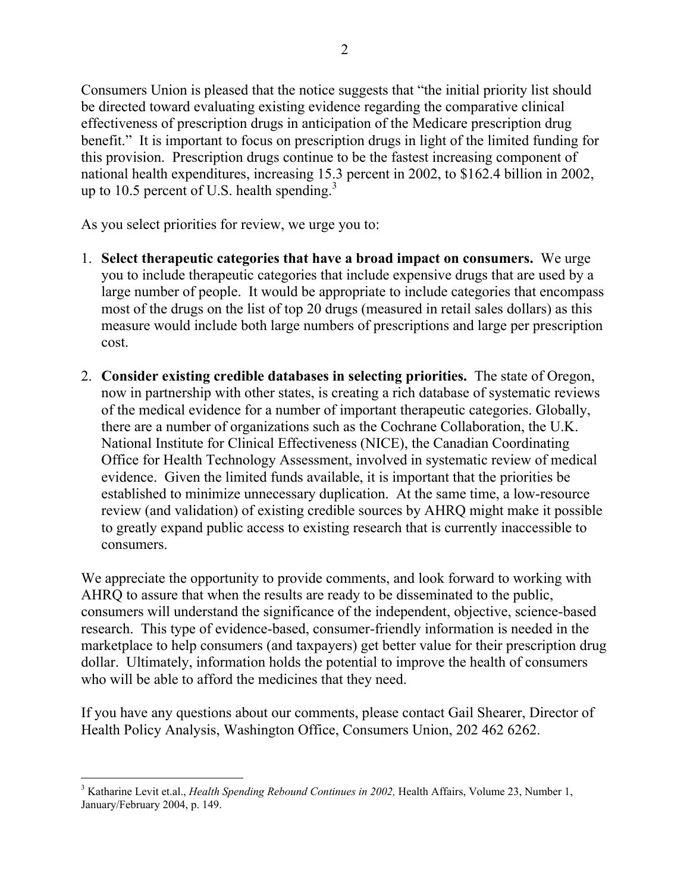Consumers Union is pleased that the notice suggests that "the initial priority list should be directed toward evaluating existing evidence regarding the comparative clinical effectiveness of prescription drugs in anticipation of the Medicare prescription drug benefit." It is important to focus on prescription drugs in light of the limited funding for this provision. Prescription drugs continue to be the fastest increasing component of national health expenditures, increasing 15.3 percent in 2002, to $162.4 billion in 2002, up to 10.5 percent of U.S. health spending.[3]

As you select priorities for review, we urge you to:

1. **Select therapeutic categories that have a broad impact on consumers.** We urge you to include therapeutic categories that include expensive drugs that are used by a large number of people. It would be appropriate to include categories that encompass most of the drugs on the list of top 20 drugs (measured in retail sales dollars) as this measure would include both large numbers of prescriptions and large per prescription cost.

2. **Consider existing credible databases in selecting priorities.** The state of Oregon, now in partnership with other states, is creating a rich database of systematic reviews of the medical evidence for a number of important therapeutic categories. Globally, there are a number of organizations such as the Cochrane Collaboration, the U.K. National Institute for Clinical Effectiveness (NICE), the Canadian Coordinating Office for Health Technology Assessment, involved in systematic review of medical evidence. Given the limited funds available, it is important that the priorities be established to minimize unnecessary duplication. At the same time, a low-resource review (and validation) of existing credible sources by AHRQ might make it possible to greatly expand public access to existing research that is currently inaccessible to consumers.

We appreciate the opportunity to provide comments, and look forward to working with AHRQ to assure that when the results are ready to be disseminated to the public, consumers will understand the significance of the independent, objective, science-based research. This type of evidence-based, consumer-friendly information is needed in the marketplace to help consumers (and taxpayers) get better value for their prescription drug dollar. Ultimately, information holds the potential to improve the health of consumers who will be able to afford the medicines that they need.

If you have any questions about our comments, please contact Gail Shearer, Director of Health Policy Analysis, Washington Office, Consumers Union, 202 462 6262.

---

[3] Katharine Levit et.al., *Health Spending Rebound Continues in 2002,* Health Affairs, Volume 23, Number 1, January/February 2004, p. 149.